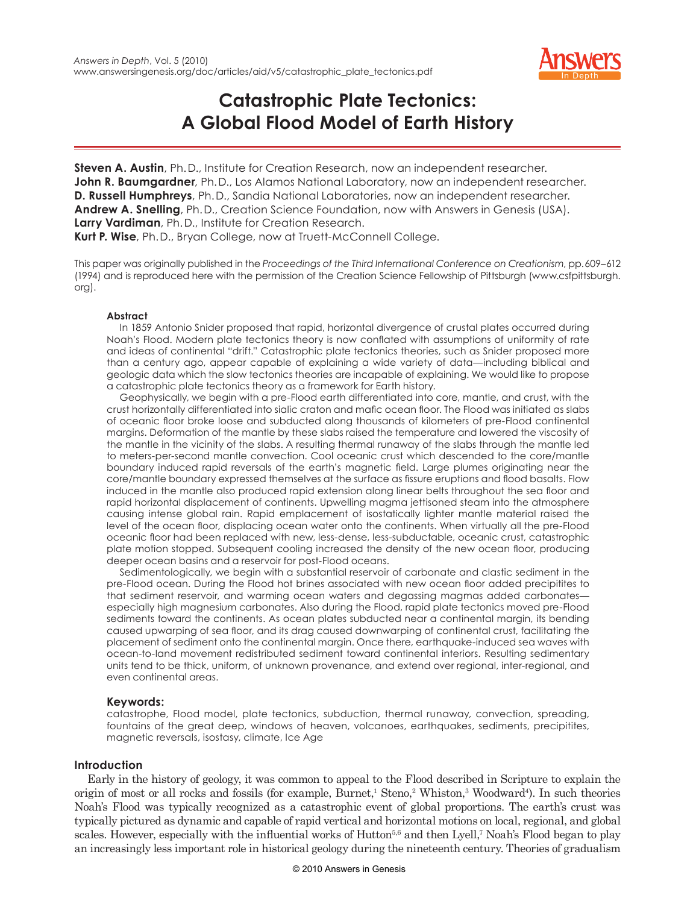*Answers in Depth*, Vol. 5 (2010)
www.answersingenesis.org/doc/articles/aid/v5/catastrophic_plate_tectonics.pdf

# Catastrophic Plate Tectonics: A Global Flood Model of Earth History

**Steven A. Austin**, Ph.D., Institute for Creation Research, now an independent researcher.
**John R. Baumgardner**, Ph.D., Los Alamos National Laboratory, now an independent researcher.
**D. Russell Humphreys**, Ph.D., Sandia National Laboratories, now an independent researcher.
**Andrew A. Snelling**, Ph.D., Creation Science Foundation, now with Answers in Genesis (USA).
**Larry Vardiman**, Ph.D., Institute for Creation Research.
**Kurt P. Wise**, Ph.D., Bryan College, now at Truett-McConnell College.

This paper was originally published in the *Proceedings of the Third International Conference on Creationism*, pp. 609–612 (1994) and is reproduced here with the permission of the Creation Science Fellowship of Pittsburgh (www.csfpittsburgh.org).

#### Abstract

In 1859 Antonio Snider proposed that rapid, horizontal divergence of crustal plates occurred during Noah's Flood. Modern plate tectonics theory is now conflated with assumptions of uniformity of rate and ideas of continental "drift." Catastrophic plate tectonics theories, such as Snider proposed more than a century ago, appear capable of explaining a wide variety of data—including biblical and geologic data which the slow tectonics theories are incapable of explaining. We would like to propose a catastrophic plate tectonics theory as a framework for Earth history.

Geophysically, we begin with a pre-Flood earth differentiated into core, mantle, and crust, with the crust horizontally differentiated into sialic craton and mafic ocean floor. The Flood was initiated as slabs of oceanic floor broke loose and subducted along thousands of kilometers of pre-Flood continental margins. Deformation of the mantle by these slabs raised the temperature and lowered the viscosity of the mantle in the vicinity of the slabs. A resulting thermal runaway of the slabs through the mantle led to meters-per-second mantle convection. Cool oceanic crust which descended to the core/mantle boundary induced rapid reversals of the earth's magnetic field. Large plumes originating near the core/mantle boundary expressed themselves at the surface as fissure eruptions and flood basalts. Flow induced in the mantle also produced rapid extension along linear belts throughout the sea floor and rapid horizontal displacement of continents. Upwelling magma jettisoned steam into the atmosphere causing intense global rain. Rapid emplacement of isostatically lighter mantle material raised the level of the ocean floor, displacing ocean water onto the continents. When virtually all the pre-Flood oceanic floor had been replaced with new, less-dense, less-subductable, oceanic crust, catastrophic plate motion stopped. Subsequent cooling increased the density of the new ocean floor, producing deeper ocean basins and a reservoir for post-Flood oceans.

Sedimentologically, we begin with a substantial reservoir of carbonate and clastic sediment in the pre-Flood ocean. During the Flood hot brines associated with new ocean floor added precipitites to that sediment reservoir, and warming ocean waters and degassing magmas added carbonates—especially high magnesium carbonates. Also during the Flood, rapid plate tectonics moved pre-Flood sediments toward the continents. As ocean plates subducted near a continental margin, its bending caused upwarping of sea floor, and its drag caused downwarping of continental crust, facilitating the placement of sediment onto the continental margin. Once there, earthquake-induced sea waves with ocean-to-land movement redistributed sediment toward continental interiors. Resulting sedimentary units tend to be thick, uniform, of unknown provenance, and extend over regional, inter-regional, and even continental areas.

#### Keywords:

catastrophe, Flood model, plate tectonics, subduction, thermal runaway, convection, spreading, fountains of the great deep, windows of heaven, volcanoes, earthquakes, sediments, precipitites, magnetic reversals, isostasy, climate, Ice Age

## Introduction

Early in the history of geology, it was common to appeal to the Flood described in Scripture to explain the origin of most or all rocks and fossils (for example, Burnet,[1] Steno,[2] Whiston,[3] Woodward[4]). In such theories Noah's Flood was typically recognized as a catastrophic event of global proportions. The earth's crust was typically pictured as dynamic and capable of rapid vertical and horizontal motions on local, regional, and global scales. However, especially with the influential works of Hutton[5,6] and then Lyell,[7] Noah's Flood began to play an increasingly less important role in historical geology during the nineteenth century. Theories of gradualism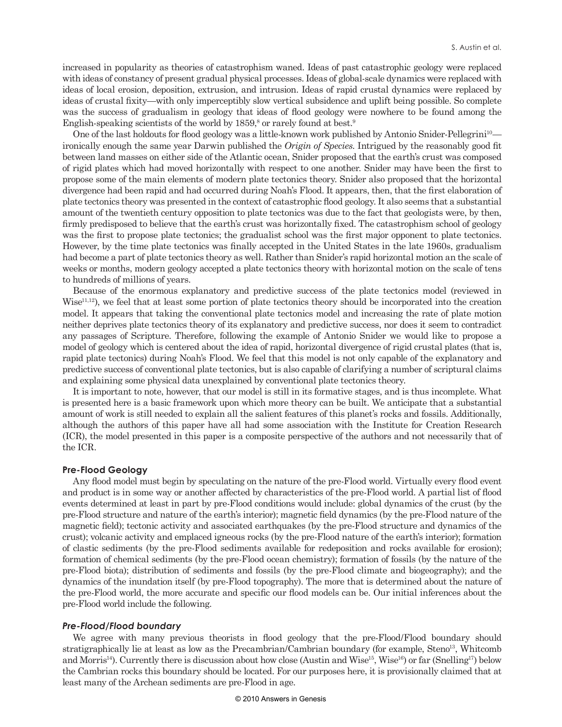increased in popularity as theories of catastrophism waned. Ideas of past catastrophic geology were replaced with ideas of constancy of present gradual physical processes. Ideas of global-scale dynamics were replaced with ideas of local erosion, deposition, extrusion, and intrusion. Ideas of rapid crustal dynamics were replaced by ideas of crustal fixity—with only imperceptibly slow vertical subsidence and uplift being possible. So complete was the success of gradualism in geology that ideas of flood geology were nowhere to be found among the English-speaking scientists of the world by 1859,[8] or rarely found at best.[9]

One of the last holdouts for flood geology was a little-known work published by Antonio Snider-Pellegrini[10]—ironically enough the same year Darwin published the *Origin of Species*. Intrigued by the reasonably good fit between land masses on either side of the Atlantic ocean, Snider proposed that the earth's crust was composed of rigid plates which had moved horizontally with respect to one another. Snider may have been the first to propose some of the main elements of modern plate tectonics theory. Snider also proposed that the horizontal divergence had been rapid and had occurred during Noah's Flood. It appears, then, that the first elaboration of plate tectonics theory was presented in the context of catastrophic flood geology. It also seems that a substantial amount of the twentieth century opposition to plate tectonics was due to the fact that geologists were, by then, firmly predisposed to believe that the earth's crust was horizontally fixed. The catastrophism school of geology was the first to propose plate tectonics; the gradualist school was the first major opponent to plate tectonics. However, by the time plate tectonics was finally accepted in the United States in the late 1960s, gradualism had become a part of plate tectonics theory as well. Rather than Snider's rapid horizontal motion an the scale of weeks or months, modern geology accepted a plate tectonics theory with horizontal motion on the scale of tens to hundreds of millions of years.

Because of the enormous explanatory and predictive success of the plate tectonics model (reviewed in Wise[11,12]), we feel that at least some portion of plate tectonics theory should be incorporated into the creation model. It appears that taking the conventional plate tectonics model and increasing the rate of plate motion neither deprives plate tectonics theory of its explanatory and predictive success, nor does it seem to contradict any passages of Scripture. Therefore, following the example of Antonio Snider we would like to propose a model of geology which is centered about the idea of rapid, horizontal divergence of rigid crustal plates (that is, rapid plate tectonics) during Noah's Flood. We feel that this model is not only capable of the explanatory and predictive success of conventional plate tectonics, but is also capable of clarifying a number of scriptural claims and explaining some physical data unexplained by conventional plate tectonics theory.

It is important to note, however, that our model is still in its formative stages, and is thus incomplete. What is presented here is a basic framework upon which more theory can be built. We anticipate that a substantial amount of work is still needed to explain all the salient features of this planet's rocks and fossils. Additionally, although the authors of this paper have all had some association with the Institute for Creation Research (ICR), the model presented in this paper is a composite perspective of the authors and not necessarily that of the ICR.

## Pre-Flood Geology

Any flood model must begin by speculating on the nature of the pre-Flood world. Virtually every flood event and product is in some way or another affected by characteristics of the pre-Flood world. A partial list of flood events determined at least in part by pre-Flood conditions would include: global dynamics of the crust (by the pre-Flood structure and nature of the earth's interior); magnetic field dynamics (by the pre-Flood nature of the magnetic field); tectonic activity and associated earthquakes (by the pre-Flood structure and dynamics of the crust); volcanic activity and emplaced igneous rocks (by the pre-Flood nature of the earth's interior); formation of clastic sediments (by the pre-Flood sediments available for redeposition and rocks available for erosion); formation of chemical sediments (by the pre-Flood ocean chemistry); formation of fossils (by the nature of the pre-Flood biota); distribution of sediments and fossils (by the pre-Flood climate and biogeography); and the dynamics of the inundation itself (by pre-Flood topography). The more that is determined about the nature of the pre-Flood world, the more accurate and specific our flood models can be. Our initial inferences about the pre-Flood world include the following.

### *Pre-Flood/Flood boundary*

We agree with many previous theorists in flood geology that the pre-Flood/Flood boundary should stratigraphically lie at least as low as the Precambrian/Cambrian boundary (for example, Steno[13], Whitcomb and Morris[14]). Currently there is discussion about how close (Austin and Wise[15], Wise[16]) or far (Snelling[17]) below the Cambrian rocks this boundary should be located. For our purposes here, it is provisionally claimed that at least many of the Archean sediments are pre-Flood in age.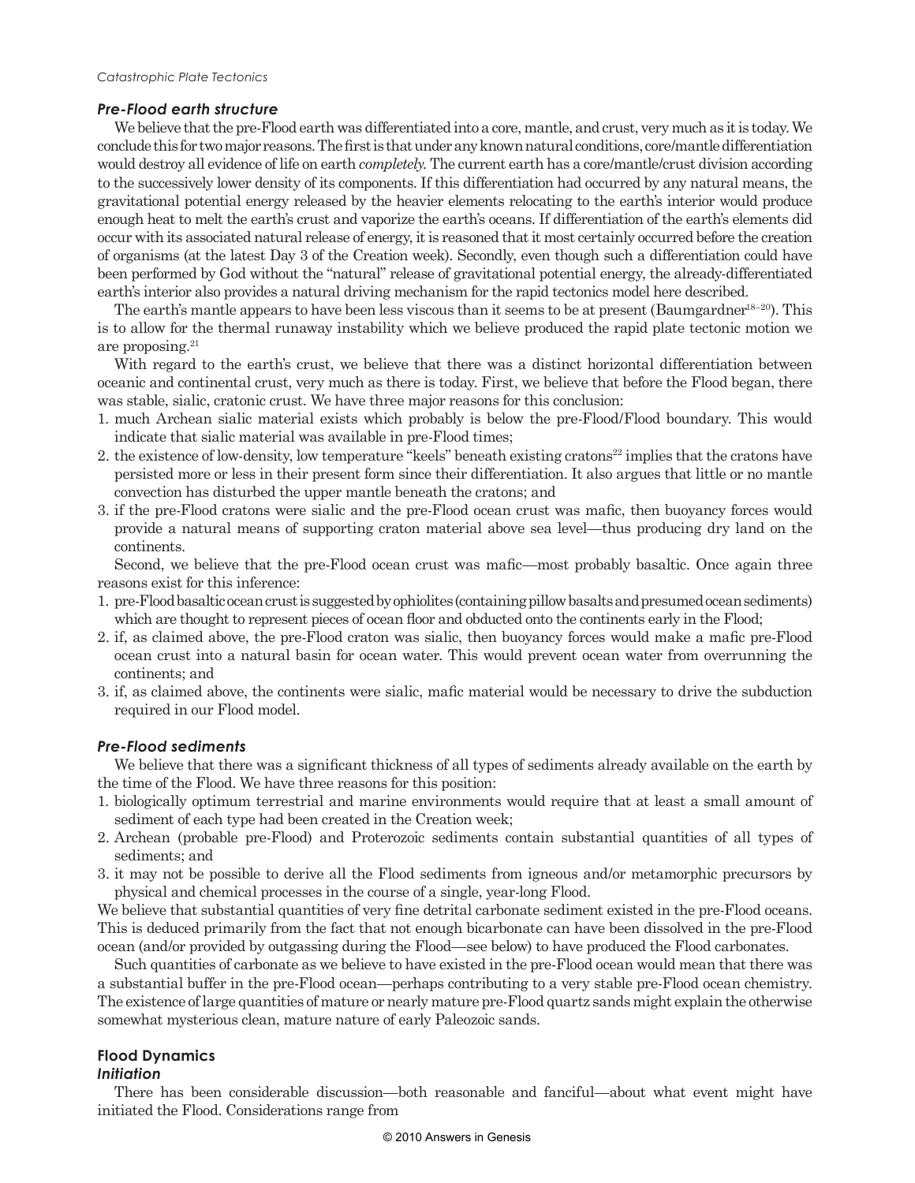### *Pre-Flood earth structure*

We believe that the pre-Flood earth was differentiated into a core, mantle, and crust, very much as it is today. We conclude this for two major reasons. The first is that under any known natural conditions, core/mantle differentiation would destroy all evidence of life on earth *completely*. The current earth has a core/mantle/crust division according to the successively lower density of its components. If this differentiation had occurred by any natural means, the gravitational potential energy released by the heavier elements relocating to the earth's interior would produce enough heat to melt the earth's crust and vaporize the earth's oceans. If differentiation of the earth's elements did occur with its associated natural release of energy, it is reasoned that it most certainly occurred before the creation of organisms (at the latest Day 3 of the Creation week). Secondly, even though such a differentiation could have been performed by God without the "natural" release of gravitational potential energy, the already-differentiated earth's interior also provides a natural driving mechanism for the rapid tectonics model here described.

The earth's mantle appears to have been less viscous than it seems to be at present (Baumgardner[18–20]). This is to allow for the thermal runaway instability which we believe produced the rapid plate tectonic motion we are proposing.[21]

With regard to the earth's crust, we believe that there was a distinct horizontal differentiation between oceanic and continental crust, very much as there is today. First, we believe that before the Flood began, there was stable, sialic, cratonic crust. We have three major reasons for this conclusion:

1. much Archean sialic material exists which probably is below the pre-Flood/Flood boundary. This would indicate that sialic material was available in pre-Flood times;
2. the existence of low-density, low temperature "keels" beneath existing cratons[22] implies that the cratons have persisted more or less in their present form since their differentiation. It also argues that little or no mantle convection has disturbed the upper mantle beneath the cratons; and
3. if the pre-Flood cratons were sialic and the pre-Flood ocean crust was mafic, then buoyancy forces would provide a natural means of supporting craton material above sea level—thus producing dry land on the continents.

Second, we believe that the pre-Flood ocean crust was mafic—most probably basaltic. Once again three reasons exist for this inference:

1. pre-Flood basaltic ocean crust is suggested by ophiolites (containing pillow basalts and presumed ocean sediments) which are thought to represent pieces of ocean floor and obducted onto the continents early in the Flood;
2. if, as claimed above, the pre-Flood craton was sialic, then buoyancy forces would make a mafic pre-Flood ocean crust into a natural basin for ocean water. This would prevent ocean water from overrunning the continents; and
3. if, as claimed above, the continents were sialic, mafic material would be necessary to drive the subduction required in our Flood model.

### *Pre-Flood sediments*

We believe that there was a significant thickness of all types of sediments already available on the earth by the time of the Flood. We have three reasons for this position:

1. biologically optimum terrestrial and marine environments would require that at least a small amount of sediment of each type had been created in the Creation week;
2. Archean (probable pre-Flood) and Proterozoic sediments contain substantial quantities of all types of sediments; and
3. it may not be possible to derive all the Flood sediments from igneous and/or metamorphic precursors by physical and chemical processes in the course of a single, year-long Flood.

We believe that substantial quantities of very fine detrital carbonate sediment existed in the pre-Flood oceans. This is deduced primarily from the fact that not enough bicarbonate can have been dissolved in the pre-Flood ocean (and/or provided by outgassing during the Flood—see below) to have produced the Flood carbonates.

Such quantities of carbonate as we believe to have existed in the pre-Flood ocean would mean that there was a substantial buffer in the pre-Flood ocean—perhaps contributing to a very stable pre-Flood ocean chemistry. The existence of large quantities of mature or nearly mature pre-Flood quartz sands might explain the otherwise somewhat mysterious clean, mature nature of early Paleozoic sands.

## Flood Dynamics

### *Initiation*

There has been considerable discussion—both reasonable and fanciful—about what event might have initiated the Flood. Considerations range from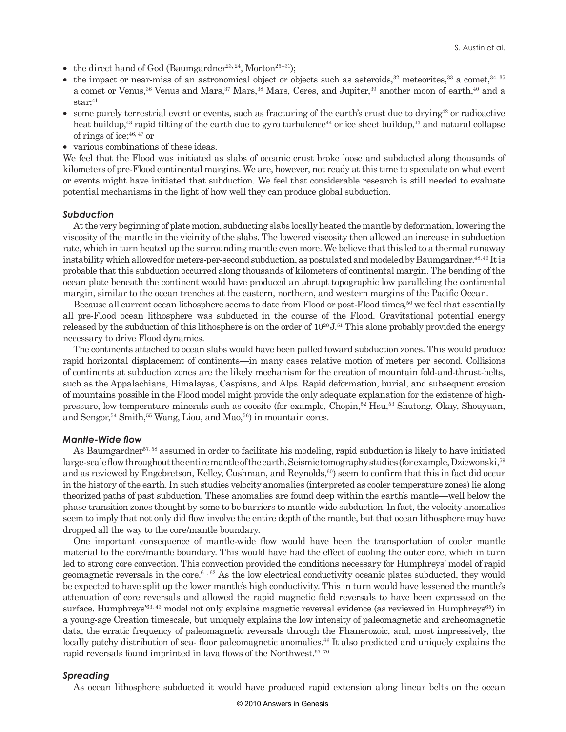- the direct hand of God (Baumgardner[23, 24], Morton[25–31]);
- the impact or near-miss of an astronomical object or objects such as asteroids,[32] meteorites,[33] a comet,[34, 35] a comet or Venus,[36] Venus and Mars,[37] Mars,[38] Mars, Ceres, and Jupiter,[39] another moon of earth,[40] and a star;[41]
- some purely terrestrial event or events, such as fracturing of the earth's crust due to drying[42] or radioactive heat buildup,[43] rapid tilting of the earth due to gyro turbulence[44] or ice sheet buildup,[45] and natural collapse of rings of ice;[46, 47] or
- various combinations of these ideas.

We feel that the Flood was initiated as slabs of oceanic crust broke loose and subducted along thousands of kilometers of pre-Flood continental margins. We are, however, not ready at this time to speculate on what event or events might have initiated that subduction. We feel that considerable research is still needed to evaluate potential mechanisms in the light of how well they can produce global subduction.

### *Subduction*

At the very beginning of plate motion, subducting slabs locally heated the mantle by deformation, lowering the viscosity of the mantle in the vicinity of the slabs. The lowered viscosity then allowed an increase in subduction rate, which in turn heated up the surrounding mantle even more. We believe that this led to a thermal runaway instability which allowed for meters-per-second subduction, as postulated and modeled by Baumgardner.[48, 49] It is probable that this subduction occurred along thousands of kilometers of continental margin. The bending of the ocean plate beneath the continent would have produced an abrupt topographic low paralleling the continental margin, similar to the ocean trenches at the eastern, northern, and western margins of the Pacific Ocean.

Because all current ocean lithosphere seems to date from Flood or post-Flood times,[50] we feel that essentially all pre-Flood ocean lithosphere was subducted in the course of the Flood. Gravitational potential energy released by the subduction of this lithosphere is on the order of $10^{28}$ J.[51] This alone probably provided the energy necessary to drive Flood dynamics.

The continents attached to ocean slabs would have been pulled toward subduction zones. This would produce rapid horizontal displacement of continents—in many cases relative motion of meters per second. Collisions of continents at subduction zones are the likely mechanism for the creation of mountain fold-and-thrust-belts, such as the Appalachians, Himalayas, Caspians, and Alps. Rapid deformation, burial, and subsequent erosion of mountains possible in the Flood model might provide the only adequate explanation for the existence of high-pressure, low-temperature minerals such as coesite (for example, Chopin,[52] Hsu,[53] Shutong, Okay, Shouyuan, and Sengor,[54] Smith,[55] Wang, Liou, and Mao,[56]) in mountain cores.

### *Mantle-Wide flow*

As Baumgardner[57, 58] assumed in order to facilitate his modeling, rapid subduction is likely to have initiated large-scale flow throughout the entire mantle of the earth. Seismic tomography studies (for example, Dziewonski,[59] and as reviewed by Engebretson, Kelley, Cushman, and Reynolds,[60]) seem to confirm that this in fact did occur in the history of the earth. In such studies velocity anomalies (interpreted as cooler temperature zones) lie along theorized paths of past subduction. These anomalies are found deep within the earth's mantle—well below the phase transition zones thought by some to be barriers to mantle-wide subduction. In fact, the velocity anomalies seem to imply that not only did flow involve the entire depth of the mantle, but that ocean lithosphere may have dropped all the way to the core/mantle boundary.

One important consequence of mantle-wide flow would have been the transportation of cooler mantle material to the core/mantle boundary. This would have had the effect of cooling the outer core, which in turn led to strong core convection. This convection provided the conditions necessary for Humphreys' model of rapid geomagnetic reversals in the core.[61, 62] As the low electrical conductivity oceanic plates subducted, they would be expected to have split up the lower mantle's high conductivity. This in turn would have lessened the mantle's attenuation of core reversals and allowed the rapid magnetic field reversals to have been expressed on the surface. Humphreys'[63, 43] model not only explains magnetic reversal evidence (as reviewed in Humphreys[65]) in a young-age Creation timescale, but uniquely explains the low intensity of paleomagnetic and archeomagnetic data, the erratic frequency of paleomagnetic reversals through the Phanerozoic, and, most impressively, the locally patchy distribution of sea- floor paleomagnetic anomalies.[66] It also predicted and uniquely explains the rapid reversals found imprinted in lava flows of the Northwest.[67–70]

### *Spreading*

As ocean lithosphere subducted it would have produced rapid extension along linear belts on the ocean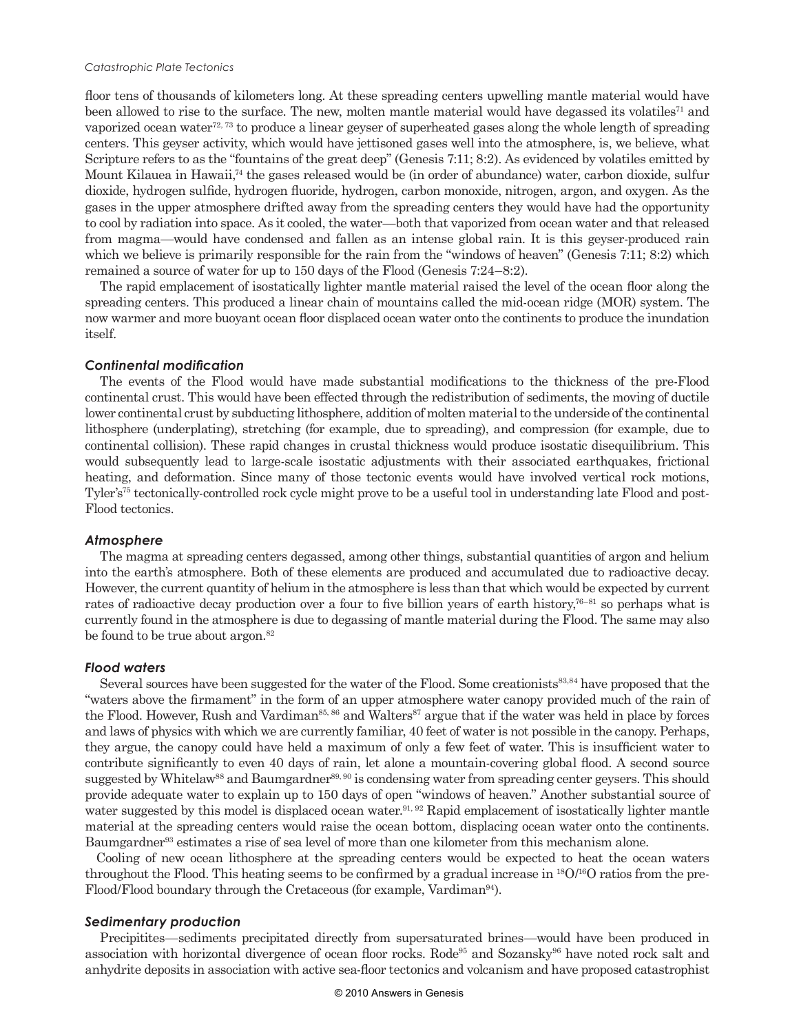floor tens of thousands of kilometers long. At these spreading centers upwelling mantle material would have been allowed to rise to the surface. The new, molten mantle material would have degassed its volatiles[71] and vaporized ocean water[72, 73] to produce a linear geyser of superheated gases along the whole length of spreading centers. This geyser activity, which would have jettisoned gases well into the atmosphere, is, we believe, what Scripture refers to as the "fountains of the great deep" (Genesis 7:11; 8:2). As evidenced by volatiles emitted by Mount Kilauea in Hawaii,[74] the gases released would be (in order of abundance) water, carbon dioxide, sulfur dioxide, hydrogen sulfide, hydrogen fluoride, hydrogen, carbon monoxide, nitrogen, argon, and oxygen. As the gases in the upper atmosphere drifted away from the spreading centers they would have had the opportunity to cool by radiation into space. As it cooled, the water—both that vaporized from ocean water and that released from magma—would have condensed and fallen as an intense global rain. It is this geyser-produced rain which we believe is primarily responsible for the rain from the "windows of heaven" (Genesis 7:11; 8:2) which remained a source of water for up to 150 days of the Flood (Genesis 7:24–8:2).

The rapid emplacement of isostatically lighter mantle material raised the level of the ocean floor along the spreading centers. This produced a linear chain of mountains called the mid-ocean ridge (MOR) system. The now warmer and more buoyant ocean floor displaced ocean water onto the continents to produce the inundation itself.

### *Continental modification*

The events of the Flood would have made substantial modifications to the thickness of the pre-Flood continental crust. This would have been effected through the redistribution of sediments, the moving of ductile lower continental crust by subducting lithosphere, addition of molten material to the underside of the continental lithosphere (underplating), stretching (for example, due to spreading), and compression (for example, due to continental collision). These rapid changes in crustal thickness would produce isostatic disequilibrium. This would subsequently lead to large-scale isostatic adjustments with their associated earthquakes, frictional heating, and deformation. Since many of those tectonic events would have involved vertical rock motions, Tyler's[75] tectonically-controlled rock cycle might prove to be a useful tool in understanding late Flood and post-Flood tectonics.

### *Atmosphere*

The magma at spreading centers degassed, among other things, substantial quantities of argon and helium into the earth's atmosphere. Both of these elements are produced and accumulated due to radioactive decay. However, the current quantity of helium in the atmosphere is less than that which would be expected by current rates of radioactive decay production over a four to five billion years of earth history,[76–81] so perhaps what is currently found in the atmosphere is due to degassing of mantle material during the Flood. The same may also be found to be true about argon.[82]

### *Flood waters*

Several sources have been suggested for the water of the Flood. Some creationists[83,84] have proposed that the "waters above the firmament" in the form of an upper atmosphere water canopy provided much of the rain of the Flood. However, Rush and Vardiman[85, 86] and Walters[87] argue that if the water was held in place by forces and laws of physics with which we are currently familiar, 40 feet of water is not possible in the canopy. Perhaps, they argue, the canopy could have held a maximum of only a few feet of water. This is insufficient water to contribute significantly to even 40 days of rain, let alone a mountain-covering global flood. A second source suggested by Whitelaw[88] and Baumgardner[89, 90] is condensing water from spreading center geysers. This should provide adequate water to explain up to 150 days of open "windows of heaven." Another substantial source of water suggested by this model is displaced ocean water.[91, 92] Rapid emplacement of isostatically lighter mantle material at the spreading centers would raise the ocean bottom, displacing ocean water onto the continents. Baumgardner[93] estimates a rise of sea level of more than one kilometer from this mechanism alone.

Cooling of new ocean lithosphere at the spreading centers would be expected to heat the ocean waters throughout the Flood. This heating seems to be confirmed by a gradual increase in $^{18}O/^{16}O$ ratios from the pre-Flood/Flood boundary through the Cretaceous (for example, Vardiman[94]).

### *Sedimentary production*

Precipitites—sediments precipitated directly from supersaturated brines—would have been produced in association with horizontal divergence of ocean floor rocks. Rode[95] and Sozansky[96] have noted rock salt and anhydrite deposits in association with active sea-floor tectonics and volcanism and have proposed catastrophist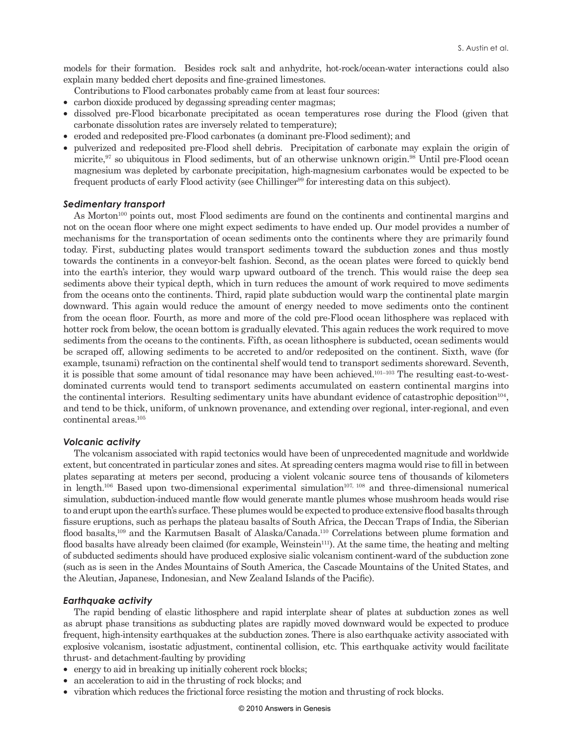models for their formation. Besides rock salt and anhydrite, hot-rock/ocean-water interactions could also explain many bedded chert deposits and fine-grained limestones.

Contributions to Flood carbonates probably came from at least four sources:

- carbon dioxide produced by degassing spreading center magmas;
- dissolved pre-Flood bicarbonate precipitated as ocean temperatures rose during the Flood (given that carbonate dissolution rates are inversely related to temperature);
- eroded and redeposited pre-Flood carbonates (a dominant pre-Flood sediment); and
- pulverized and redeposited pre-Flood shell debris. Precipitation of carbonate may explain the origin of micrite,[97] so ubiquitous in Flood sediments, but of an otherwise unknown origin.[98] Until pre-Flood ocean magnesium was depleted by carbonate precipitation, high-magnesium carbonates would be expected to be frequent products of early Flood activity (see Chillinger[99] for interesting data on this subject).

### *Sedimentary transport*

As Morton[100] points out, most Flood sediments are found on the continents and continental margins and not on the ocean floor where one might expect sediments to have ended up. Our model provides a number of mechanisms for the transportation of ocean sediments onto the continents where they are primarily found today. First, subducting plates would transport sediments toward the subduction zones and thus mostly towards the continents in a conveyor-belt fashion. Second, as the ocean plates were forced to quickly bend into the earth's interior, they would warp upward outboard of the trench. This would raise the deep sea sediments above their typical depth, which in turn reduces the amount of work required to move sediments from the oceans onto the continents. Third, rapid plate subduction would warp the continental plate margin downward. This again would reduce the amount of energy needed to move sediments onto the continent from the ocean floor. Fourth, as more and more of the cold pre-Flood ocean lithosphere was replaced with hotter rock from below, the ocean bottom is gradually elevated. This again reduces the work required to move sediments from the oceans to the continents. Fifth, as ocean lithosphere is subducted, ocean sediments would be scraped off, allowing sediments to be accreted to and/or redeposited on the continent. Sixth, wave (for example, tsunami) refraction on the continental shelf would tend to transport sediments shoreward. Seventh, it is possible that some amount of tidal resonance may have been achieved.[101–103] The resulting east-to-west-dominated currents would tend to transport sediments accumulated on eastern continental margins into the continental interiors. Resulting sedimentary units have abundant evidence of catastrophic deposition[104], and tend to be thick, uniform, of unknown provenance, and extending over regional, inter-regional, and even continental areas.[105]

### *Volcanic activity*

The volcanism associated with rapid tectonics would have been of unprecedented magnitude and worldwide extent, but concentrated in particular zones and sites. At spreading centers magma would rise to fill in between plates separating at meters per second, producing a violent volcanic source tens of thousands of kilometers in length.[106] Based upon two-dimensional experimental simulation[107, 108] and three-dimensional numerical simulation, subduction-induced mantle flow would generate mantle plumes whose mushroom heads would rise to and erupt upon the earth's surface. These plumes would be expected to produce extensive flood basalts through fissure eruptions, such as perhaps the plateau basalts of South Africa, the Deccan Traps of India, the Siberian flood basalts,[109] and the Karmutsen Basalt of Alaska/Canada.[110] Correlations between plume formation and flood basalts have already been claimed (for example, Weinstein[111]). At the same time, the heating and melting of subducted sediments should have produced explosive sialic volcanism continent-ward of the subduction zone (such as is seen in the Andes Mountains of South America, the Cascade Mountains of the United States, and the Aleutian, Japanese, Indonesian, and New Zealand Islands of the Pacific).

### *Earthquake activity*

The rapid bending of elastic lithosphere and rapid interplate shear of plates at subduction zones as well as abrupt phase transitions as subducting plates are rapidly moved downward would be expected to produce frequent, high-intensity earthquakes at the subduction zones. There is also earthquake activity associated with explosive volcanism, isostatic adjustment, continental collision, etc. This earthquake activity would facilitate thrust- and detachment-faulting by providing

- energy to aid in breaking up initially coherent rock blocks;
- an acceleration to aid in the thrusting of rock blocks; and
- vibration which reduces the frictional force resisting the motion and thrusting of rock blocks.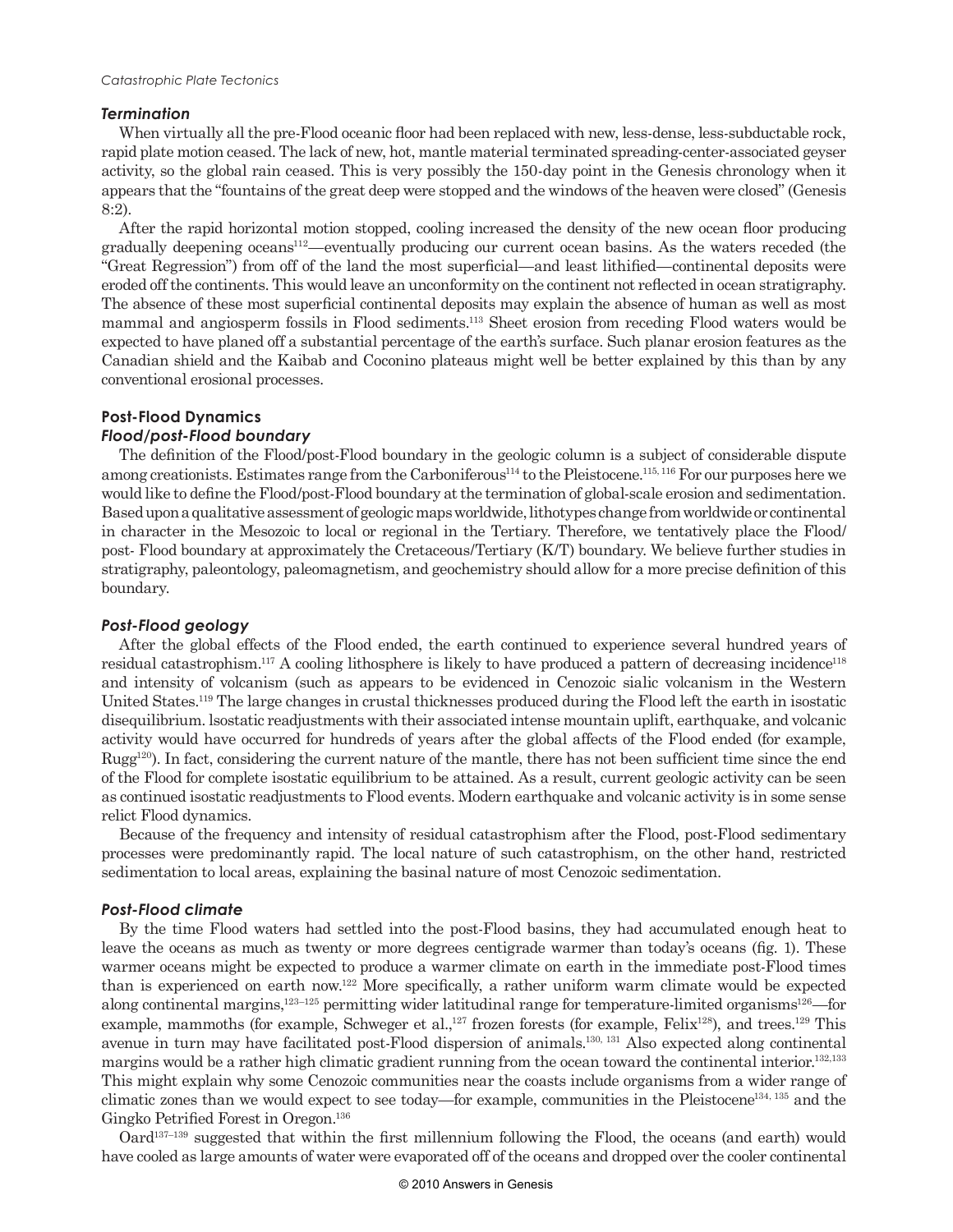### *Termination*

When virtually all the pre-Flood oceanic floor had been replaced with new, less-dense, less-subductable rock, rapid plate motion ceased. The lack of new, hot, mantle material terminated spreading-center-associated geyser activity, so the global rain ceased. This is very possibly the 150-day point in the Genesis chronology when it appears that the "fountains of the great deep were stopped and the windows of the heaven were closed" (Genesis 8:2).

After the rapid horizontal motion stopped, cooling increased the density of the new ocean floor producing gradually deepening oceans[112]—eventually producing our current ocean basins. As the waters receded (the "Great Regression") from off of the land the most superficial—and least lithified—continental deposits were eroded off the continents. This would leave an unconformity on the continent not reflected in ocean stratigraphy. The absence of these most superficial continental deposits may explain the absence of human as well as most mammal and angiosperm fossils in Flood sediments.[113] Sheet erosion from receding Flood waters would be expected to have planed off a substantial percentage of the earth's surface. Such planar erosion features as the Canadian shield and the Kaibab and Coconino plateaus might well be better explained by this than by any conventional erosional processes.

## Post-Flood Dynamics

### *Flood/post-Flood boundary*

The definition of the Flood/post-Flood boundary in the geologic column is a subject of considerable dispute among creationists. Estimates range from the Carboniferous[114] to the Pleistocene.[115, 116] For our purposes here we would like to define the Flood/post-Flood boundary at the termination of global-scale erosion and sedimentation. Based upon a qualitative assessment of geologic maps worldwide, lithotypes change from worldwide or continental in character in the Mesozoic to local or regional in the Tertiary. Therefore, we tentatively place the Flood/ post- Flood boundary at approximately the Cretaceous/Tertiary (K/T) boundary. We believe further studies in stratigraphy, paleontology, paleomagnetism, and geochemistry should allow for a more precise definition of this boundary.

### *Post-Flood geology*

After the global effects of the Flood ended, the earth continued to experience several hundred years of residual catastrophism.[117] A cooling lithosphere is likely to have produced a pattern of decreasing incidence[118] and intensity of volcanism (such as appears to be evidenced in Cenozoic sialic volcanism in the Western United States.[119] The large changes in crustal thicknesses produced during the Flood left the earth in isostatic disequilibrium. lsostatic readjustments with their associated intense mountain uplift, earthquake, and volcanic activity would have occurred for hundreds of years after the global affects of the Flood ended (for example, Rugg[120]). In fact, considering the current nature of the mantle, there has not been sufficient time since the end of the Flood for complete isostatic equilibrium to be attained. As a result, current geologic activity can be seen as continued isostatic readjustments to Flood events. Modern earthquake and volcanic activity is in some sense relict Flood dynamics.

Because of the frequency and intensity of residual catastrophism after the Flood, post-Flood sedimentary processes were predominantly rapid. The local nature of such catastrophism, on the other hand, restricted sedimentation to local areas, explaining the basinal nature of most Cenozoic sedimentation.

### *Post-Flood climate*

By the time Flood waters had settled into the post-Flood basins, they had accumulated enough heat to leave the oceans as much as twenty or more degrees centigrade warmer than today's oceans (fig. 1). These warmer oceans might be expected to produce a warmer climate on earth in the immediate post-Flood times than is experienced on earth now.[122] More specifically, a rather uniform warm climate would be expected along continental margins,[123–125] permitting wider latitudinal range for temperature-limited organisms[126]—for example, mammoths (for example, Schweger et al.,[127] frozen forests (for example, Felix[128]), and trees.[129] This avenue in turn may have facilitated post-Flood dispersion of animals.[130, 131] Also expected along continental margins would be a rather high climatic gradient running from the ocean toward the continental interior.[132,133] This might explain why some Cenozoic communities near the coasts include organisms from a wider range of climatic zones than we would expect to see today—for example, communities in the Pleistocene[134, 135] and the Gingko Petrified Forest in Oregon.[136]

Oard[137–139] suggested that within the first millennium following the Flood, the oceans (and earth) would have cooled as large amounts of water were evaporated off of the oceans and dropped over the cooler continental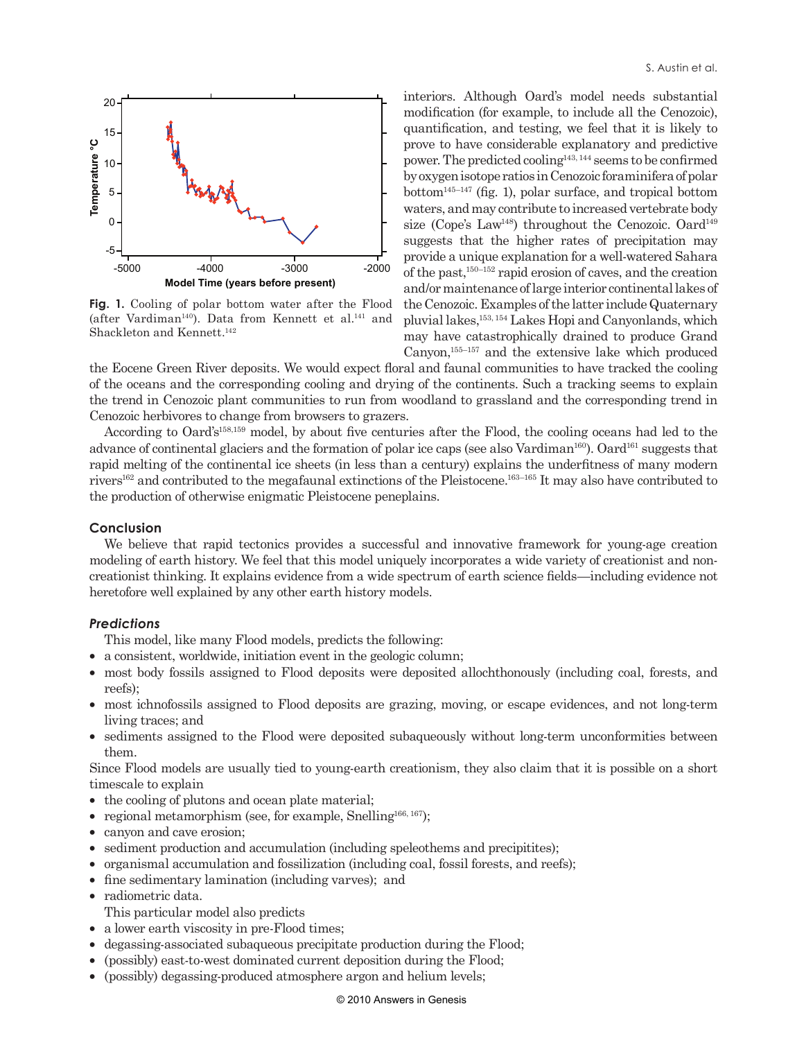Fig. 1. Cooling of polar bottom water after the Flood (after Vardiman[140]). Data from Kennett et al.[141] and Shackleton and Kennett.[142]

interiors. Although Oard's model needs substantial modification (for example, to include all the Cenozoic), quantification, and testing, we feel that it is likely to prove to have considerable explanatory and predictive power. The predicted cooling[143, 144] seems to be confirmed by oxygen isotope ratios in Cenozoic foraminifera of polar bottom[145–147] (fig. 1), polar surface, and tropical bottom waters, and may contribute to increased vertebrate body size (Cope's Law[148]) throughout the Cenozoic. Oard[149] suggests that the higher rates of precipitation may provide a unique explanation for a well-watered Sahara of the past,[150–152] rapid erosion of caves, and the creation and/or maintenance of large interior continental lakes of the Cenozoic. Examples of the latter include Quaternary pluvial lakes,[153, 154] Lakes Hopi and Canyonlands, which may have catastrophically drained to produce Grand Canyon,[155–157] and the extensive lake which produced the Eocene Green River deposits. We would expect floral and faunal communities to have tracked the cooling of the oceans and the corresponding cooling and drying of the continents. Such a tracking seems to explain the trend in Cenozoic plant communities to run from woodland to grassland and the corresponding trend in Cenozoic herbivores to change from browsers to grazers.

According to Oard's[158,159] model, by about five centuries after the Flood, the cooling oceans had led to the advance of continental glaciers and the formation of polar ice caps (see also Vardiman[160]). Oard[161] suggests that rapid melting of the continental ice sheets (in less than a century) explains the underfitness of many modern rivers[162] and contributed to the megafaunal extinctions of the Pleistocene.[163–165] It may also have contributed to the production of otherwise enigmatic Pleistocene peneplains.

## Conclusion

We believe that rapid tectonics provides a successful and innovative framework for young-age creation modeling of earth history. We feel that this model uniquely incorporates a wide variety of creationist and non-creationist thinking. It explains evidence from a wide spectrum of earth science fields—including evidence not heretofore well explained by any other earth history models.

### *Predictions*

This model, like many Flood models, predicts the following:

- a consistent, worldwide, initiation event in the geologic column;
- most body fossils assigned to Flood deposits were deposited allochthonously (including coal, forests, and reefs);
- most ichnofossils assigned to Flood deposits are grazing, moving, or escape evidences, and not long-term living traces; and
- sediments assigned to the Flood were deposited subaqueously without long-term unconformities between them.

Since Flood models are usually tied to young-earth creationism, they also claim that it is possible on a short timescale to explain

- the cooling of plutons and ocean plate material;
- regional metamorphism (see, for example, Snelling[166, 167]);
- canyon and cave erosion;
- sediment production and accumulation (including speleothems and precipitites);
- organismal accumulation and fossilization (including coal, fossil forests, and reefs);
- fine sedimentary lamination (including varves); and
- radiometric data.

This particular model also predicts

- a lower earth viscosity in pre-Flood times;
- degassing-associated subaqueous precipitate production during the Flood;
- (possibly) east-to-west dominated current deposition during the Flood;
- (possibly) degassing-produced atmosphere argon and helium levels;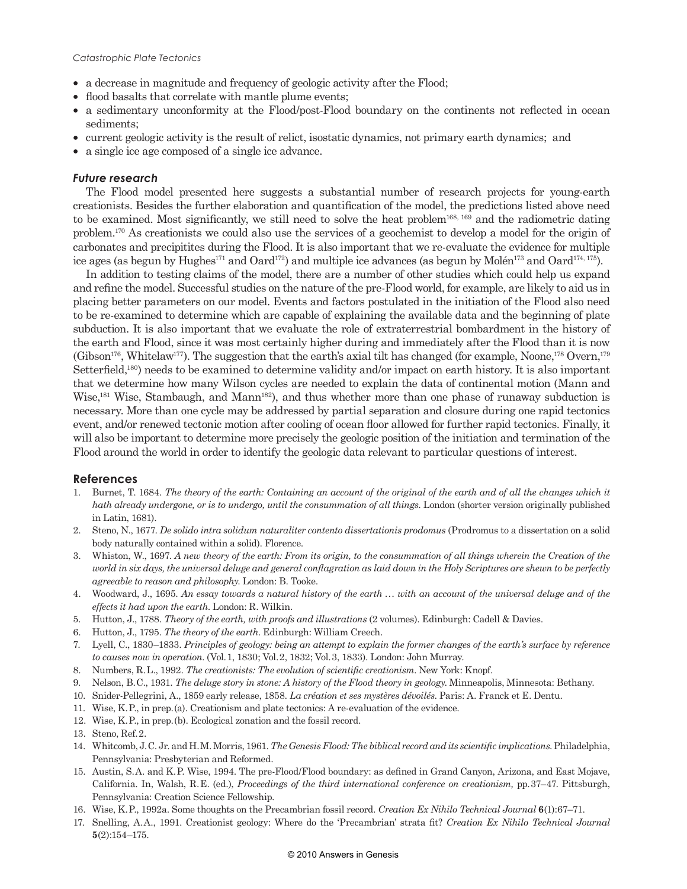- a decrease in magnitude and frequency of geologic activity after the Flood;
- flood basalts that correlate with mantle plume events;
- a sedimentary unconformity at the Flood/post-Flood boundary on the continents not reflected in ocean sediments;
- current geologic activity is the result of relict, isostatic dynamics, not primary earth dynamics; and
- a single ice age composed of a single ice advance.

### *Future research*

The Flood model presented here suggests a substantial number of research projects for young-earth creationists. Besides the further elaboration and quantification of the model, the predictions listed above need to be examined. Most significantly, we still need to solve the heat problem[168, 169] and the radiometric dating problem.[170] As creationists we could also use the services of a geochemist to develop a model for the origin of carbonates and precipitites during the Flood. It is also important that we re-evaluate the evidence for multiple ice ages (as begun by Hughes[171] and Oard[172]) and multiple ice advances (as begun by Molén[173] and Oard[174, 175]).

In addition to testing claims of the model, there are a number of other studies which could help us expand and refine the model. Successful studies on the nature of the pre-Flood world, for example, are likely to aid us in placing better parameters on our model. Events and factors postulated in the initiation of the Flood also need to be re-examined to determine which are capable of explaining the available data and the beginning of plate subduction. It is also important that we evaluate the role of extraterrestrial bombardment in the history of the earth and Flood, since it was most certainly higher during and immediately after the Flood than it is now (Gibson[176], Whitelaw[177]). The suggestion that the earth's axial tilt has changed (for example, Noone,[178] Overn,[179] Setterfield,[180]) needs to be examined to determine validity and/or impact on earth history. It is also important that we determine how many Wilson cycles are needed to explain the data of continental motion (Mann and Wise,[181] Wise, Stambaugh, and Mann[182]), and thus whether more than one phase of runaway subduction is necessary. More than one cycle may be addressed by partial separation and closure during one rapid tectonics event, and/or renewed tectonic motion after cooling of ocean floor allowed for further rapid tectonics. Finally, it will also be important to determine more precisely the geologic position of the initiation and termination of the Flood around the world in order to identify the geologic data relevant to particular questions of interest.

## References

1. Burnet, T. 1684. *The theory of the earth: Containing an account of the original of the earth and of all the changes which it hath already undergone, or is to undergo, until the consummation of all things.* London (shorter version originally published in Latin, 1681).
2. Steno, N., 1677. *De solido intra solidum naturaliter contento dissertationis prodomus* (Prodromus to a dissertation on a solid body naturally contained within a solid). Florence.
3. Whiston, W., 1697. *A new theory of the earth: From its origin, to the consummation of all things wherein the Creation of the world in six days, the universal deluge and general conflagration as laid down in the Holy Scriptures are shewn to be perfectly agreeable to reason and philosophy.* London: B. Tooke.
4. Woodward, J., 1695. *An essay towards a natural history of the earth … with an account of the universal deluge and of the effects it had upon the earth.* London: R. Wilkin.
5. Hutton, J., 1788. *Theory of the earth, with proofs and illustrations* (2 volumes). Edinburgh: Cadell & Davies.
6. Hutton, J., 1795. *The theory of the earth.* Edinburgh: William Creech.
7. Lyell, C., 1830–1833. *Principles of geology: being an attempt to explain the former changes of the earth's surface by reference to causes now in operation.* (Vol. 1, 1830; Vol. 2, 1832; Vol. 3, 1833). London: John Murray.
8. Numbers, R.L., 1992. *The creationists: The evolution of scientific creationism.* New York: Knopf.
9. Nelson, B.C., 1931. *The deluge story in stone: A history of the Flood theory in geology.* Minneapolis, Minnesota: Bethany.
10. Snider-Pellegrini, A., 1859 early release, 1858. *La création et ses mystères dévoilés.* Paris: A. Franck et E. Dentu.
11. Wise, K.P., in prep. (a). Creationism and plate tectonics: A re-evaluation of the evidence.
12. Wise, K.P., in prep. (b). Ecological zonation and the fossil record.
13. Steno, Ref. 2.
14. Whitcomb, J.C. Jr. and H.M. Morris, 1961. *The Genesis Flood: The biblical record and its scientific implications.* Philadelphia, Pennsylvania: Presbyterian and Reformed.
15. Austin, S.A. and K.P. Wise, 1994. The pre-Flood/Flood boundary: as defined in Grand Canyon, Arizona, and East Mojave, California. In, Walsh, R.E. (ed.), *Proceedings of the third international conference on creationism,* pp. 37–47. Pittsburgh, Pennsylvania: Creation Science Fellowship.
16. Wise, K.P., 1992a. Some thoughts on the Precambrian fossil record. *Creation Ex Nihilo Technical Journal* **6**(1):67–71.
17. Snelling, A.A., 1991. Creationist geology: Where do the 'Precambrian' strata fit? *Creation Ex Nihilo Technical Journal* **5**(2):154–175.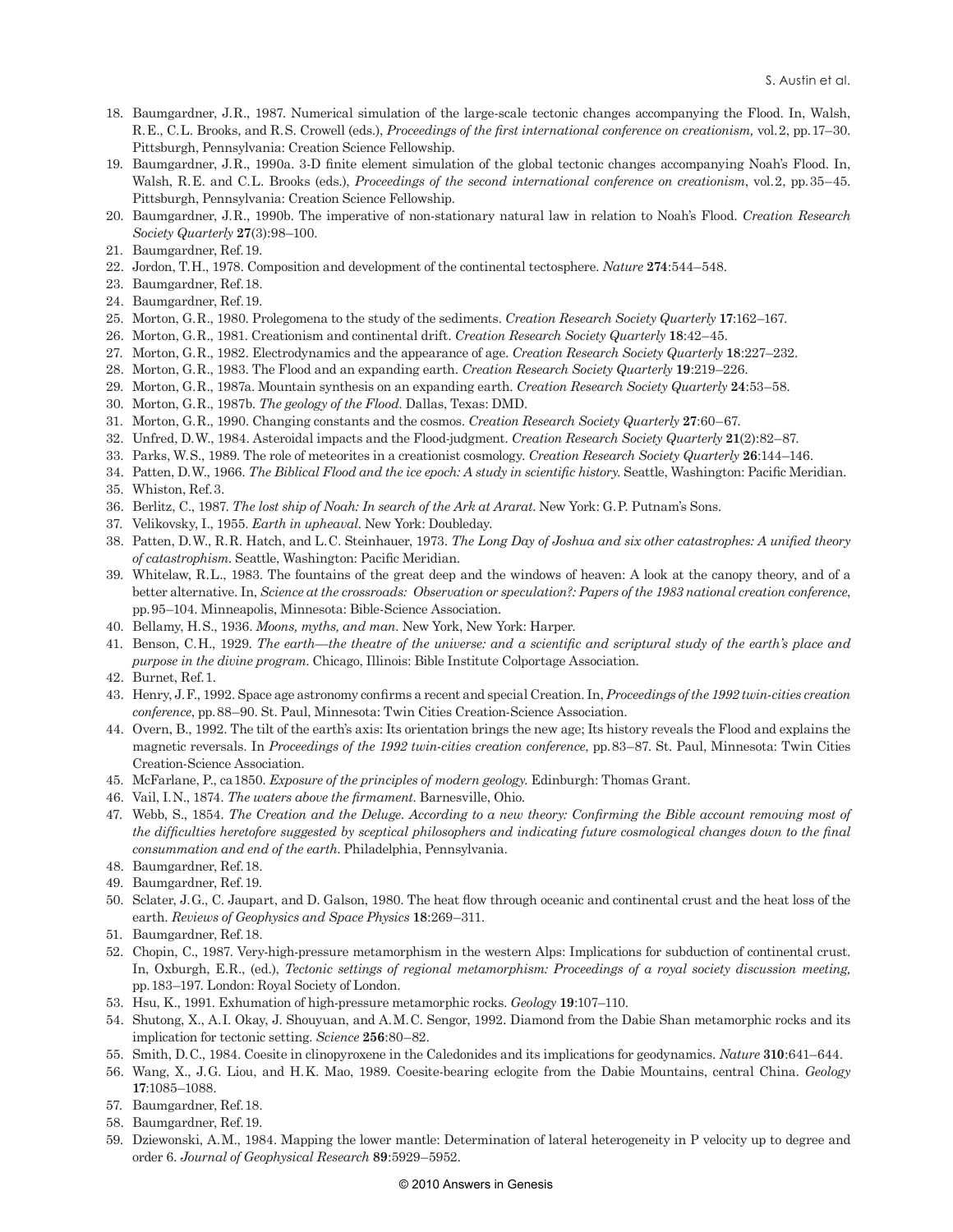18. Baumgardner, J.R., 1987. Numerical simulation of the large-scale tectonic changes accompanying the Flood. In, Walsh, R.E., C.L. Brooks, and R.S. Crowell (eds.), *Proceedings of the first international conference on creationism,* vol. 2, pp. 17–30. Pittsburgh, Pennsylvania: Creation Science Fellowship.
19. Baumgardner, J.R., 1990a. 3-D finite element simulation of the global tectonic changes accompanying Noah's Flood. In, Walsh, R.E. and C.L. Brooks (eds.), *Proceedings of the second international conference on creationism*, vol. 2, pp. 35–45. Pittsburgh, Pennsylvania: Creation Science Fellowship.
20. Baumgardner, J.R., 1990b. The imperative of non-stationary natural law in relation to Noah's Flood. *Creation Research Society Quarterly* **27**(3):98–100.
21. Baumgardner, Ref. 19.
22. Jordon, T.H., 1978. Composition and development of the continental tectosphere. *Nature* **274**:544–548.
23. Baumgardner, Ref. 18.
24. Baumgardner, Ref. 19.
25. Morton, G.R., 1980. Prolegomena to the study of the sediments. *Creation Research Society Quarterly* **17**:162–167.
26. Morton, G.R., 1981. Creationism and continental drift. *Creation Research Society Quarterly* **18**:42–45.
27. Morton, G.R., 1982. Electrodynamics and the appearance of age. *Creation Research Society Quarterly* **18**:227–232.
28. Morton, G.R., 1983. The Flood and an expanding earth. *Creation Research Society Quarterly* **19**:219–226.
29. Morton, G.R., 1987a. Mountain synthesis on an expanding earth. *Creation Research Society Quarterly* **24**:53–58.
30. Morton, G.R., 1987b. *The geology of the Flood*. Dallas, Texas: DMD.
31. Morton, G.R., 1990. Changing constants and the cosmos. *Creation Research Society Quarterly* **27**:60–67.
32. Unfred, D.W., 1984. Asteroidal impacts and the Flood-judgment. *Creation Research Society Quarterly* **21**(2):82–87.
33. Parks, W.S., 1989. The role of meteorites in a creationist cosmology. *Creation Research Society Quarterly* **26**:144–146.
34. Patten, D.W., 1966. *The Biblical Flood and the ice epoch: A study in scientific history.* Seattle, Washington: Pacific Meridian.
35. Whiston, Ref. 3.
36. Berlitz, C., 1987. *The lost ship of Noah: In search of the Ark at Ararat.* New York: G.P. Putnam's Sons.
37. Velikovsky, I., 1955. *Earth in upheaval.* New York: Doubleday.
38. Patten, D.W., R.R. Hatch, and L.C. Steinhauer, 1973. *The Long Day of Joshua and six other catastrophes: A unified theory of catastrophism.* Seattle, Washington: Pacific Meridian.
39. Whitelaw, R.L., 1983. The fountains of the great deep and the windows of heaven: A look at the canopy theory, and of a better alternative. In, *Science at the crossroads: Observation or speculation?: Papers of the 1983 national creation conference*, pp. 95–104. Minneapolis, Minnesota: Bible-Science Association.
40. Bellamy, H.S., 1936. *Moons, myths, and man.* New York, New York: Harper.
41. Benson, C.H., 1929. *The earth—the theatre of the universe: and a scientific and scriptural study of the earth's place and purpose in the divine program.* Chicago, Illinois: Bible Institute Colportage Association.
42. Burnet, Ref. 1.
43. Henry, J.F., 1992. Space age astronomy confirms a recent and special Creation. In, *Proceedings of the 1992 twin-cities creation conference*, pp. 88–90. St. Paul, Minnesota: Twin Cities Creation-Science Association.
44. Overn, B., 1992. The tilt of the earth's axis: Its orientation brings the new age; Its history reveals the Flood and explains the magnetic reversals. In *Proceedings of the 1992 twin-cities creation conference*, pp. 83–87. St. Paul, Minnesota: Twin Cities Creation-Science Association.
45. McFarlane, P., ca 1850. *Exposure of the principles of modern geology.* Edinburgh: Thomas Grant.
46. Vail, I.N., 1874. *The waters above the firmament.* Barnesville, Ohio.
47. Webb, S., 1854. *The Creation and the Deluge. According to a new theory: Confirming the Bible account removing most of the difficulties heretofore suggested by sceptical philosophers and indicating future cosmological changes down to the final consummation and end of the earth.* Philadelphia, Pennsylvania.
48. Baumgardner, Ref. 18.
49. Baumgardner, Ref. 19.
50. Sclater, J.G., C. Jaupart, and D. Galson, 1980. The heat flow through oceanic and continental crust and the heat loss of the earth. *Reviews of Geophysics and Space Physics* **18**:269–311.
51. Baumgardner, Ref. 18.
52. Chopin, C., 1987. Very-high-pressure metamorphism in the western Alps: Implications for subduction of continental crust. In, Oxburgh, E.R., (ed.), *Tectonic settings of regional metamorphism: Proceedings of a royal society discussion meeting,* pp. 183–197. London: Royal Society of London.
53. Hsu, K., 1991. Exhumation of high-pressure metamorphic rocks. *Geology* **19**:107–110.
54. Shutong, X., A.I. Okay, J. Shouyuan, and A.M.C. Sengor, 1992. Diamond from the Dabie Shan metamorphic rocks and its implication for tectonic setting. *Science* **256**:80–82.
55. Smith, D.C., 1984. Coesite in clinopyroxene in the Caledonides and its implications for geodynamics. *Nature* **310**:641–644.
56. Wang, X., J.G. Liou, and H.K. Mao, 1989. Coesite-bearing eclogite from the Dabie Mountains, central China. *Geology* **17**:1085–1088.
57. Baumgardner, Ref. 18.
58. Baumgardner, Ref. 19.
59. Dziewonski, A.M., 1984. Mapping the lower mantle: Determination of lateral heterogeneity in P velocity up to degree and order 6. *Journal of Geophysical Research* **89**:5929–5952.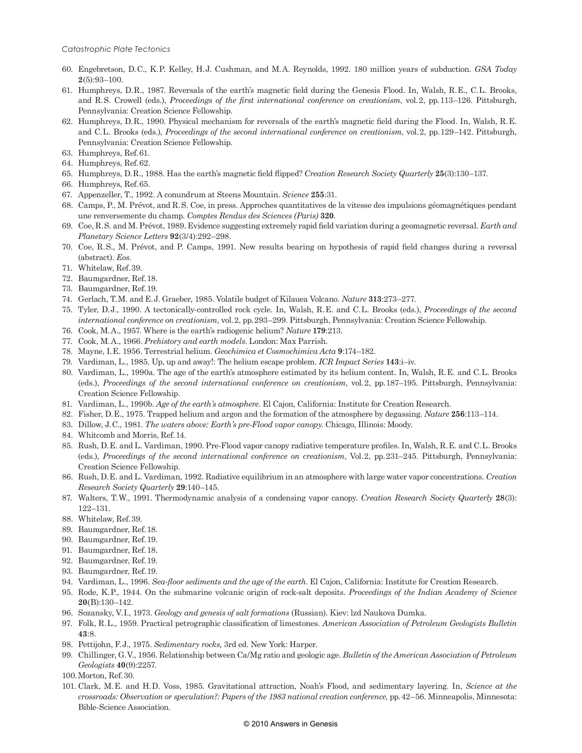60. Engebretson, D.C., K.P. Kelley, H.J. Cushman, and M.A. Reynolds, 1992. 180 million years of subduction. *GSA Today* **2**(5):93–100.
61. Humphreys, D.R., 1987. Reversals of the earth's magnetic field during the Genesis Flood. In, Walsh, R.E., C.L. Brooks, and R.S. Crowell (eds.), *Proceedings of the first international conference on creationism*, vol. 2, pp. 113–126. Pittsburgh, Pennsylvania: Creation Science Fellowship.
62. Humphreys, D.R., 1990. Physical mechanism for reversals of the earth's magnetic field during the Flood. In, Walsh, R.E. and C.L. Brooks (eds.), *Proceedings of the second international conference on creationism*, vol. 2, pp. 129–142. Pittsburgh, Pennsylvania: Creation Science Fellowship.
63. Humphreys, Ref. 61.
64. Humphreys, Ref. 62.
65. Humphreys, D.R., 1988. Has the earth's magnetic field flipped? *Creation Research Society Quarterly* **25**(3):130–137.
66. Humphreys, Ref. 65.
67. Appenzeller, T., 1992. A conundrum at Steens Mountain. *Science* **255**:31.
68. Camps, P., M. Prévot, and R.S. Coe, in press. Approches quantitatives de la vitesse des impulsions géomagnétiques pendant une renversemente du champ. *Comptes Rendus des Sciences (Paris)* **320**.
69. Coe, R.S. and M. Prévot, 1989. Evidence suggesting extremely rapid field variation during a geomagnetic reversal. *Earth and Planetary Science Letters* **92**(3/4):292–298.
70. Coe, R.S., M. Prévot, and P. Camps, 1991. New results bearing on hypothesis of rapid field changes during a reversal (abstract). *Eos*.
71. Whitelaw, Ref. 39.
72. Baumgardner, Ref. 18.
73. Baumgardner, Ref. 19.
74. Gerlach, T.M. and E.J. Graeber, 1985. Volatile budget of Kilauea Volcano. *Nature* **313**:273–277.
75. Tyler, D.J., 1990. A tectonically-controlled rock cycle. In, Walsh, R.E. and C.L. Brooks (eds.), *Proceedings of the second international conference on creationism*, vol. 2, pp. 293–299. Pittsburgh, Pennsylvania: Creation Science Fellowship.
76. Cook, M.A., 1957. Where is the earth's radiogenic helium? *Nature* **179**:213.
77. Cook, M.A., 1966. *Prehistory and earth models*. London: Max Parrish.
78. Mayne, I.E. 1956. Terrestrial helium. *Geochimica et Cosmochimica Acta* **9**:174–182.
79. Vardiman, L., 1985. Up, up and away!: The helium escape problem. *ICR Impact Series* **143**:i–iv.
80. Vardiman, L., 1990a. The age of the earth's atmosphere estimated by its helium content. In, Walsh, R.E. and C.L. Brooks (eds.), *Proceedings of the second international conference on creationism*, vol. 2, pp. 187–195. Pittsburgh, Pennsylvania: Creation Science Fellowship.
81. Vardiman, L., 1990b. *Age of the earth's atmosphere*. El Cajon, California: Institute for Creation Research.
82. Fisher, D.E., 1975. Trapped helium and argon and the formation of the atmosphere by degassing. *Nature* **256**:113–114.
83. Dillow, J.C., 1981. *The waters above: Earth's pre-Flood vapor canopy*. Chicago, Illinois: Moody.
84. Whitcomb and Morris, Ref. 14.
85. Rush, D.E. and L. Vardiman, 1990. Pre-Flood vapor canopy radiative temperature profiles. In, Walsh, R.E. and C.L. Brooks (eds.), *Proceedings of the second international conference on creationism*, Vol. 2, pp. 231–245. Pittsburgh, Pennsylvania: Creation Science Fellowship.
86. Rush, D.E. and L. Vardiman, 1992. Radiative equilibrium in an atmosphere with large water vapor concentrations. *Creation Research Society Quarterly* **29**:140–145.
87. Walters, T.W., 1991. Thermodynamic analysis of a condensing vapor canopy. *Creation Research Society Quarterly* **28**(3): 122–131.
88. Whitelaw, Ref. 39.
89. Baumgardner, Ref. 18.
90. Baumgardner, Ref. 19.
91. Baumgardner, Ref. 18.
92. Baumgardner, Ref. 19.
93. Baumgardner, Ref. 19.
94. Vardiman, L., 1996. *Sea-floor sediments and the age of the earth*. El Cajon, California: Institute for Creation Research.
95. Rode, K.P., 1944. On the submarine volcanic origin of rock-salt deposits. *Proceedings of the Indian Academy of Science* **20**(B):130–142.
96. Sozansky, V.I., 1973. *Geology and genesis of salt formations* (Russian). Kiev: lzd Naukova Dumka.
97. Folk, R.L., 1959. Practical petrographic classification of limestones. *American Association of Petroleum Geologists Bulletin* **43**:8.
98. Pettijohn, F.J., 1975. *Sedimentary rocks,* 3rd ed. New York: Harper.
99. Chillinger, G.V., 1956. Relationship between Ca/Mg ratio and geologic age. *Bulletin of the American Association of Petroleum Geologists* **40**(9):2257.
100. Morton, Ref. 30.
101. Clark, M.E. and H.D. Voss, 1985. Gravitational attraction, Noah's Flood, and sedimentary layering. In, *Science at the crossroads: Observation or speculation?: Papers of the 1983 national creation conference*, pp. 42–56. Minneapolis, Minnesota: Bible-Science Association.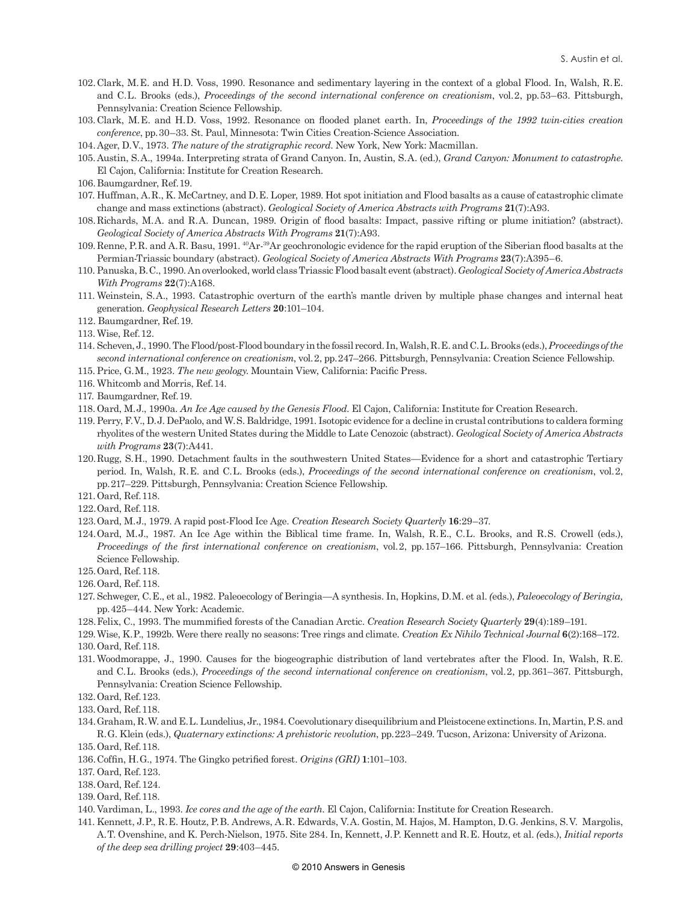102. Clark, M.E. and H.D. Voss, 1990. Resonance and sedimentary layering in the context of a global Flood. In, Walsh, R.E. and C.L. Brooks (eds.), *Proceedings of the second international conference on creationism*, vol. 2, pp. 53–63. Pittsburgh, Pennsylvania: Creation Science Fellowship.
103. Clark, M.E. and H.D. Voss, 1992. Resonance on flooded planet earth. In, *Proceedings of the 1992 twin-cities creation conference*, pp. 30–33. St. Paul, Minnesota: Twin Cities Creation-Science Association.
104. Ager, D.V., 1973. *The nature of the stratigraphic record.* New York, New York: Macmillan.
105. Austin, S.A., 1994a. Interpreting strata of Grand Canyon. In, Austin, S.A. (ed.), *Grand Canyon: Monument to catastrophe.* El Cajon, California: Institute for Creation Research.
106. Baumgardner, Ref. 19.
107. Huffman, A.R., K. McCartney, and D.E. Loper, 1989. Hot spot initiation and Flood basalts as a cause of catastrophic climate change and mass extinctions (abstract). *Geological Society of America Abstracts with Programs* **21**(7):A93.
108. Richards, M.A. and R.A. Duncan, 1989. Origin of flood basalts: Impact, passive rifting or plume initiation? (abstract). *Geological Society of America Abstracts With Programs* **21**(7):A93.
109. Renne, P.R. and A.R. Basu, 1991. $^{40}$Ar-$^{39}$Ar geochronologic evidence for the rapid eruption of the Siberian flood basalts at the Permian-Triassic boundary (abstract). *Geological Society of America Abstracts With Programs* **23**(7):A395–6.
110. Panuska, B.C., 1990. An overlooked, world class Triassic Flood basalt event (abstract). *Geological Society of America Abstracts With Programs* **22**(7):A168.
111. Weinstein, S.A., 1993. Catastrophic overturn of the earth's mantle driven by multiple phase changes and internal heat generation. *Geophysical Research Letters* **20**:101–104.
112. Baumgardner, Ref. 19.
113. Wise, Ref. 12.
114. Scheven, J., 1990. The Flood/post-Flood boundary in the fossil record. In, Walsh, R.E. and C.L. Brooks (eds.), *Proceedings of the second international conference on creationism*, vol. 2, pp. 247–266. Pittsburgh, Pennsylvania: Creation Science Fellowship.
115. Price, G.M., 1923. *The new geology.* Mountain View, California: Pacific Press.
116. Whitcomb and Morris, Ref. 14.
117. Baumgardner, Ref. 19.
118. Oard, M.J., 1990a. *An Ice Age caused by the Genesis Flood.* El Cajon, California: Institute for Creation Research.
119. Perry, F.V., D.J. DePaolo, and W.S. Baldridge, 1991. Isotopic evidence for a decline in crustal contributions to caldera forming rhyolites of the western United States during the Middle to Late Cenozoic (abstract). *Geological Society of America Abstracts with Programs* **23**(7):A441.
120. Rugg, S.H., 1990. Detachment faults in the southwestern United States—Evidence for a short and catastrophic Tertiary period. In, Walsh, R.E. and C.L. Brooks (eds.), *Proceedings of the second international conference on creationism*, vol. 2, pp. 217–229. Pittsburgh, Pennsylvania: Creation Science Fellowship.
121. Oard, Ref. 118.
122. Oard, Ref. 118.
123. Oard, M.J., 1979. A rapid post-Flood Ice Age. *Creation Research Society Quarterly* **16**:29–37.
124. Oard, M.J., 1987. An Ice Age within the Biblical time frame. In, Walsh, R.E., C.L. Brooks, and R.S. Crowell (eds.), *Proceedings of the first international conference on creationism*, vol. 2, pp. 157–166. Pittsburgh, Pennsylvania: Creation Science Fellowship.
125. Oard, Ref. 118.
126. Oard, Ref. 118.
127. Schweger, C.E., et al., 1982. Paleoecology of Beringia—A synthesis. In, Hopkins, D.M. et al. (eds.), *Paleoecology of Beringia,* pp. 425–444. New York: Academic.
128. Felix, C., 1993. The mummified forests of the Canadian Arctic. *Creation Research Society Quarterly* **29**(4):189–191.
129. Wise, K.P., 1992b. Were there really no seasons: Tree rings and climate. *Creation Ex Nihilo Technical Journal* **6**(2):168–172.
130. Oard, Ref. 118.
131. Woodmorappe, J., 1990. Causes for the biogeographic distribution of land vertebrates after the Flood. In, Walsh, R.E. and C.L. Brooks (eds.), *Proceedings of the second international conference on creationism*, vol. 2, pp. 361–367. Pittsburgh, Pennsylvania: Creation Science Fellowship.
132. Oard, Ref. 123.
133. Oard, Ref. 118.
134. Graham, R.W. and E.L. Lundelius, Jr., 1984. Coevolutionary disequilibrium and Pleistocene extinctions. In, Martin, P.S. and R.G. Klein (eds.), *Quaternary extinctions: A prehistoric revolution*, pp. 223–249. Tucson, Arizona: University of Arizona.
135. Oard, Ref. 118.
136. Coffin, H.G., 1974. The Gingko petrified forest. *Origins (GRI)* **1**:101–103.
137. Oard, Ref. 123.
138. Oard, Ref. 124.
139. Oard, Ref. 118.
140. Vardiman, L., 1993. *Ice cores and the age of the earth.* El Cajon, California: Institute for Creation Research.
141. Kennett, J.P., R.E. Houtz, P.B. Andrews, A.R. Edwards, V.A. Gostin, M. Hajos, M. Hampton, D.G. Jenkins, S.V. Margolis, A.T. Ovenshine, and K. Perch-Nielson, 1975. Site 284. In, Kennett, J.P. Kennett and R.E. Houtz, et al. (eds.), *Initial reports of the deep sea drilling project* **29**:403–445.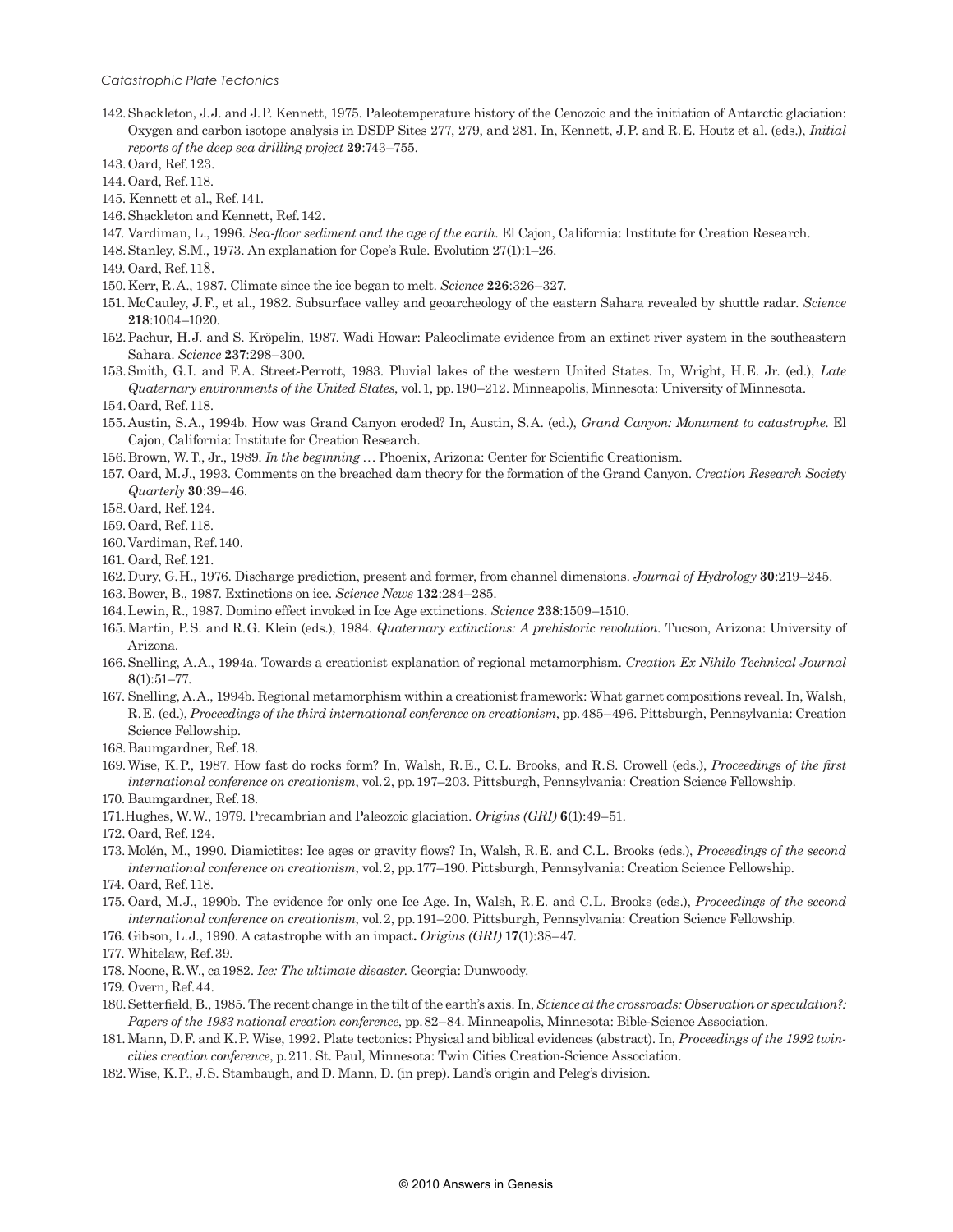142. Shackleton, J.J. and J.P. Kennett, 1975. Paleotemperature history of the Cenozoic and the initiation of Antarctic glaciation: Oxygen and carbon isotope analysis in DSDP Sites 277, 279, and 281. In, Kennett, J.P. and R.E. Houtz et al. (eds.), *Initial reports of the deep sea drilling project* **29**:743–755.
143. Oard, Ref. 123.
144. Oard, Ref. 118.
145. Kennett et al., Ref. 141.
146. Shackleton and Kennett, Ref. 142.
147. Vardiman, L., 1996. *Sea-floor sediment and the age of the earth.* El Cajon, California: Institute for Creation Research.
148. Stanley, S.M., 1973. An explanation for Cope's Rule. Evolution 27(1):1–26.
149. Oard, Ref. 118.
150. Kerr, R.A., 1987. Climate since the ice began to melt. *Science* **226**:326–327.
151. McCauley, J.F., et al., 1982. Subsurface valley and geoarcheology of the eastern Sahara revealed by shuttle radar. *Science* **218**:1004–1020.
152. Pachur, H.J. and S. Kröpelin, 1987. Wadi Howar: Paleoclimate evidence from an extinct river system in the southeastern Sahara. *Science* **237**:298–300.
153. Smith, G.I. and F.A. Street-Perrott, 1983. Pluvial lakes of the western United States. In, Wright, H.E. Jr. (ed.), *Late Quaternary environments of the United States*, vol. 1, pp. 190–212. Minneapolis, Minnesota: University of Minnesota.
154. Oard, Ref. 118.
155. Austin, S.A., 1994b. How was Grand Canyon eroded? In, Austin, S.A. (ed.), *Grand Canyon: Monument to catastrophe.* El Cajon, California: Institute for Creation Research.
156. Brown, W.T., Jr., 1989. *In the beginning …* Phoenix, Arizona: Center for Scientific Creationism.
157. Oard, M.J., 1993. Comments on the breached dam theory for the formation of the Grand Canyon. *Creation Research Society Quarterly* **30**:39–46.
158. Oard, Ref. 124.
159. Oard, Ref. 118.
160. Vardiman, Ref. 140.
161. Oard, Ref. 121.
162. Dury, G.H., 1976. Discharge prediction, present and former, from channel dimensions. *Journal of Hydrology* **30**:219–245.
163. Bower, B., 1987. Extinctions on ice. *Science News* **132**:284–285.
164. Lewin, R., 1987. Domino effect invoked in Ice Age extinctions. *Science* **238**:1509–1510.
165. Martin, P.S. and R.G. Klein (eds.), 1984. *Quaternary extinctions: A prehistoric revolution.* Tucson, Arizona: University of Arizona.
166. Snelling, A.A., 1994a. Towards a creationist explanation of regional metamorphism. *Creation Ex Nihilo Technical Journal* **8**(1):51–77.
167. Snelling, A.A., 1994b. Regional metamorphism within a creationist framework: What garnet compositions reveal. In, Walsh, R.E. (ed.), *Proceedings of the third international conference on creationism*, pp. 485–496. Pittsburgh, Pennsylvania: Creation Science Fellowship.
168. Baumgardner, Ref. 18.
169. Wise, K.P., 1987. How fast do rocks form? In, Walsh, R.E., C.L. Brooks, and R.S. Crowell (eds.), *Proceedings of the first international conference on creationism*, vol. 2, pp. 197–203. Pittsburgh, Pennsylvania: Creation Science Fellowship.
170. Baumgardner, Ref. 18.
171. Hughes, W.W., 1979. Precambrian and Paleozoic glaciation. *Origins (GRI)* **6**(1):49–51.
172. Oard, Ref. 124.
173. Molén, M., 1990. Diamictites: Ice ages or gravity flows? In, Walsh, R.E. and C.L. Brooks (eds.), *Proceedings of the second international conference on creationism*, vol. 2, pp. 177–190. Pittsburgh, Pennsylvania: Creation Science Fellowship.
174. Oard, Ref. 118.
175. Oard, M.J., 1990b. The evidence for only one Ice Age. In, Walsh, R.E. and C.L. Brooks (eds.), *Proceedings of the second international conference on creationism*, vol. 2, pp. 191–200. Pittsburgh, Pennsylvania: Creation Science Fellowship.
176. Gibson, L.J., 1990. A catastrophe with an impact. *Origins (GRI)* **17**(1):38–47.
177. Whitelaw, Ref. 39.
178. Noone, R.W., ca 1982. *Ice: The ultimate disaster.* Georgia: Dunwoody.
179. Overn, Ref. 44.
180. Setterfield, B., 1985. The recent change in the tilt of the earth's axis. In, *Science at the crossroads: Observation or speculation?: Papers of the 1983 national creation conference*, pp. 82–84. Minneapolis, Minnesota: Bible-Science Association.
181. Mann, D.F. and K.P. Wise, 1992. Plate tectonics: Physical and biblical evidences (abstract). In, *Proceedings of the 1992 twin-cities creation conference*, p. 211. St. Paul, Minnesota: Twin Cities Creation-Science Association.
182. Wise, K.P., J.S. Stambaugh, and D. Mann, D. (in prep). Land's origin and Peleg's division.